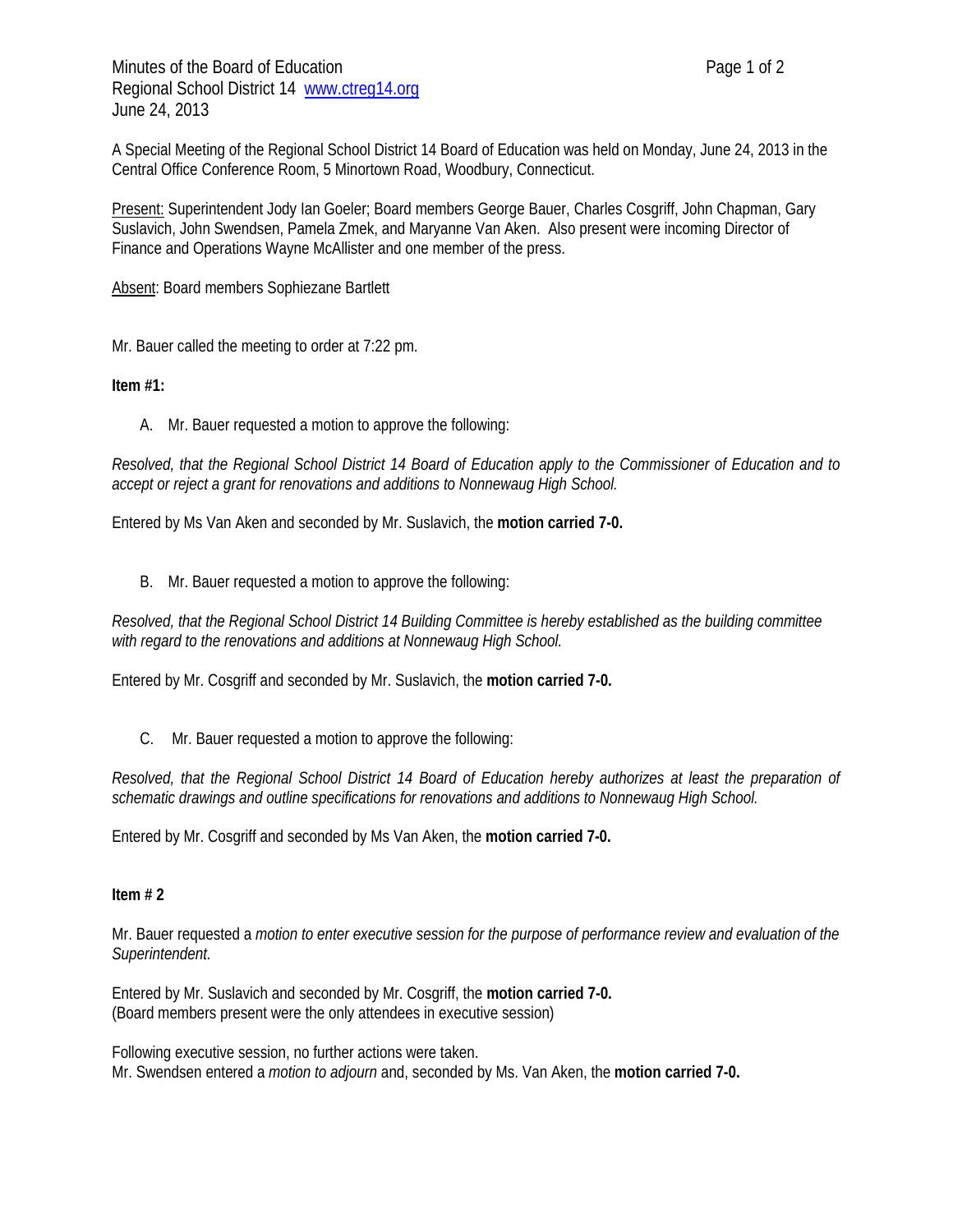Minutes of the Board of Education
Regional School District 14 www.ctreg14.org
June 24, 2013

A Special Meeting of the Regional School District 14 Board of Education was held on Monday, June 24, 2013 in the Central Office Conference Room, 5 Minortown Road, Woodbury, Connecticut.

Present: Superintendent Jody Ian Goeler; Board members George Bauer, Charles Cosgriff, John Chapman, Gary Suslavich, John Swendsen, Pamela Zmek, and Maryanne Van Aken. Also present were incoming Director of Finance and Operations Wayne McAllister and one member of the press.

Absent: Board members Sophiezane Bartlett

Mr. Bauer called the meeting to order at 7:22 pm.

**Item #1:**

A. Mr. Bauer requested a motion to approve the following:

*Resolved, that the Regional School District 14 Board of Education apply to the Commissioner of Education and to accept or reject a grant for renovations and additions to Nonnewaug High School.*

Entered by Ms Van Aken and seconded by Mr. Suslavich, the **motion carried 7-0.**

B. Mr. Bauer requested a motion to approve the following:

*Resolved, that the Regional School District 14 Building Committee is hereby established as the building committee with regard to the renovations and additions at Nonnewaug High School.*

Entered by Mr. Cosgriff and seconded by Mr. Suslavich, the **motion carried 7-0.**

C. Mr. Bauer requested a motion to approve the following:

*Resolved, that the Regional School District 14 Board of Education hereby authorizes at least the preparation of schematic drawings and outline specifications for renovations and additions to Nonnewaug High School.*

Entered by Mr. Cosgriff and seconded by Ms Van Aken, the **motion carried 7-0.**

**Item # 2**

Mr. Bauer requested a *motion to enter executive session for the purpose of performance review and evaluation of the Superintendent.*

Entered by Mr. Suslavich and seconded by Mr. Cosgriff, the **motion carried 7-0.**
(Board members present were the only attendees in executive session)

Following executive session, no further actions were taken.
Mr. Swendsen entered a *motion to adjourn* and, seconded by Ms. Van Aken, the **motion carried 7-0.**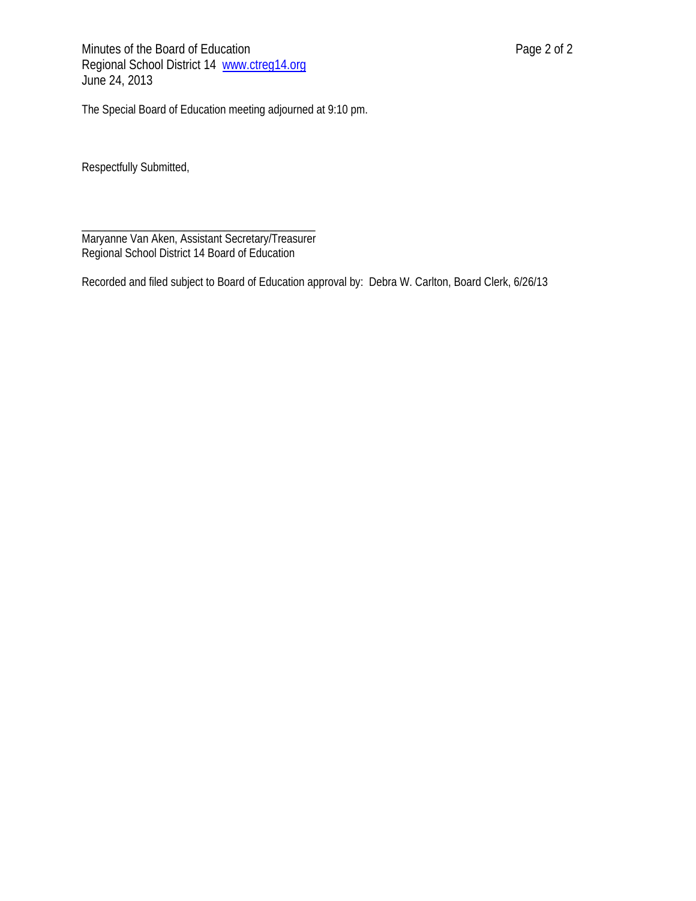The Special Board of Education meeting adjourned at 9:10 pm.

Respectfully Submitted,

\_\_\_\_\_\_\_\_\_\_\_\_\_\_\_\_\_\_\_\_\_\_\_\_\_\_\_\_\_\_\_\_\_\_\_\_\_\_
Maryanne Van Aken, Assistant Secretary/Treasurer
Regional School District 14 Board of Education

Recorded and filed subject to Board of Education approval by: Debra W. Carlton, Board Clerk, 6/26/13